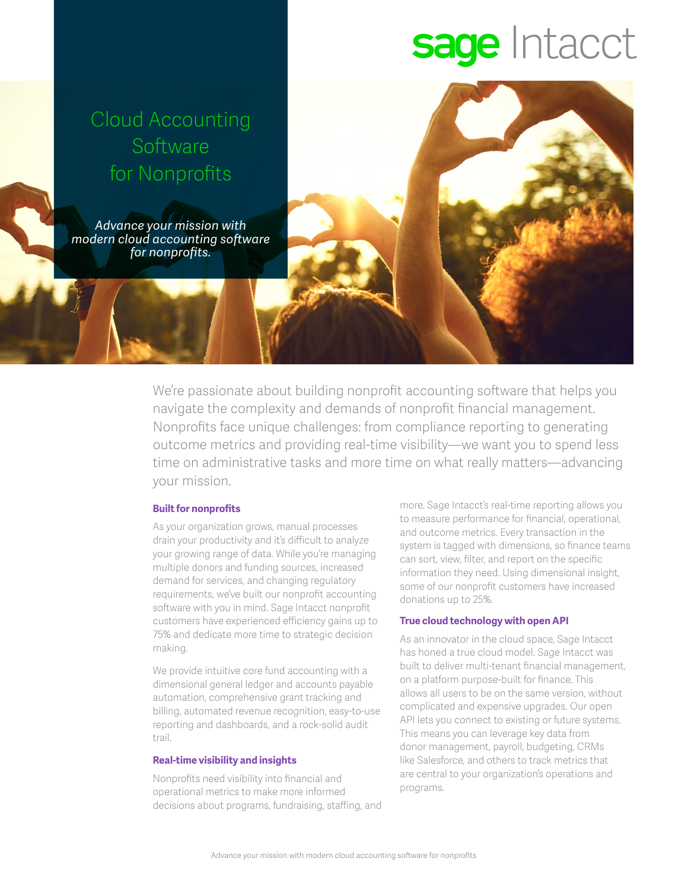sage Intacct

# Cloud Accounting Software for Nonprofits

*Advance your mission with modern cloud accounting software for nonprofits.*

We're passionate about building nonprofit accounting software that helps you navigate the complexity and demands of nonprofit financial management. Nonprofits face unique challenges: from compliance reporting to generating outcome metrics and providing real-time visibility—we want you to spend less time on administrative tasks and more time on what really matters—advancing your mission.

## Built for nonprofits

As your organization grows, manual processes drain your productivity and it's difficult to analyze your growing range of data. While you're managing multiple donors and funding sources, increased demand for services, and changing regulatory requirements, we've built our nonprofit accounting software with you in mind. Sage Intacct nonprofit customers have experienced efficiency gains up to 75% and dedicate more time to strategic decision making.

We provide intuitive core fund accounting with a dimensional general ledger and accounts payable automation, comprehensive grant tracking and billing, automated revenue recognition, easy-to-use reporting and dashboards, and a rock-solid audit trail.

## Real-time visibility and insights

Nonprofits need visibility into financial and operational metrics to make more informed decisions about programs, fundraising, staffing, and more. Sage Intacct's real-time reporting allows you to measure performance for financial, operational, and outcome metrics. Every transaction in the system is tagged with dimensions, so finance teams can sort, view, filter, and report on the specific information they need. Using dimensional insight, some of our nonprofit customers have increased donations up to 25%.

## True cloud technology with open API

As an innovator in the cloud space, Sage Intacct has honed a true cloud model. Sage Intacct was built to deliver multi-tenant financial management, on a platform purpose-built for finance. This allows all users to be on the same version, without complicated and expensive upgrades. Our open API lets you connect to existing or future systems. This means you can leverage key data from donor management, payroll, budgeting, CRMs like Salesforce, and others to track metrics that are central to your organization's operations and programs.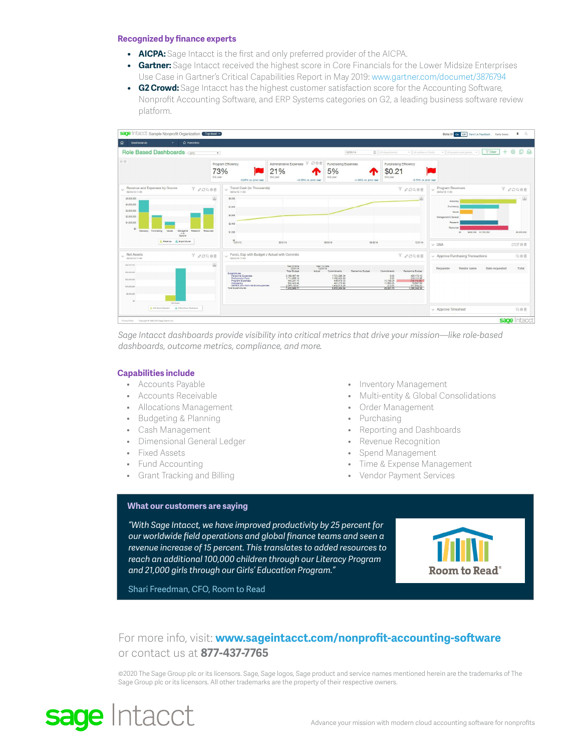## Recognized by finance experts

- **AICPA:** Sage Intacct is the first and only preferred provider of the AICPA.
- **Gartner:** Sage Intacct received the highest score in Core Financials for the Lower Midsize Enterprises Use Case in Gartner's Critical Capabilities Report in May 2019: www.gartner.com/documet/3876794
- **G2 Crowd:** Sage Intacct has the highest customer satisfaction score for the Accounting Software, Nonprofit Accounting Software, and ERP Systems categories on G2, a leading business software review platform.

*Sage Intacct dashboards provide visibility into critical metrics that drive your mission—like role-based dashboards, outcome metrics, compliance, and more.*

## Capabilities include

- Accounts Payable
- Accounts Receivable
- Allocations Management
- Budgeting & Planning
- Cash Management
- Dimensional General Ledger
- Fixed Assets
- Fund Accounting
- Grant Tracking and Billing
- Inventory Management
- Multi-entity & Global Consolidations
- Order Management
- Purchasing
- Reporting and Dashboards
- Revenue Recognition
- Spend Management
- Time & Expense Management
- Vendor Payment Services

### What our customers are saying

*"With Sage Intacct, we have improved productivity by 25 percent for our worldwide field operations and global finance teams and seen a revenue increase of 15 percent. This translates to added resources to reach an additional 100,000 children through our Literacy Program and 21,000 girls through our Girls' Education Program."*

Shari Freedman, CFO, Room to Read

For more info, visit: **www.sageintacct.com/nonprofit-accounting-software**
or contact us at **877-437-7765**

©2020 The Sage Group plc or its licensors. Sage, Sage logos, Sage product and service names mentioned herein are the trademarks of The Sage Group plc or its licensors. All other trademarks are the property of their respective owners.

sage Intacct

Advance your mission with modern cloud accounting software for nonprofits